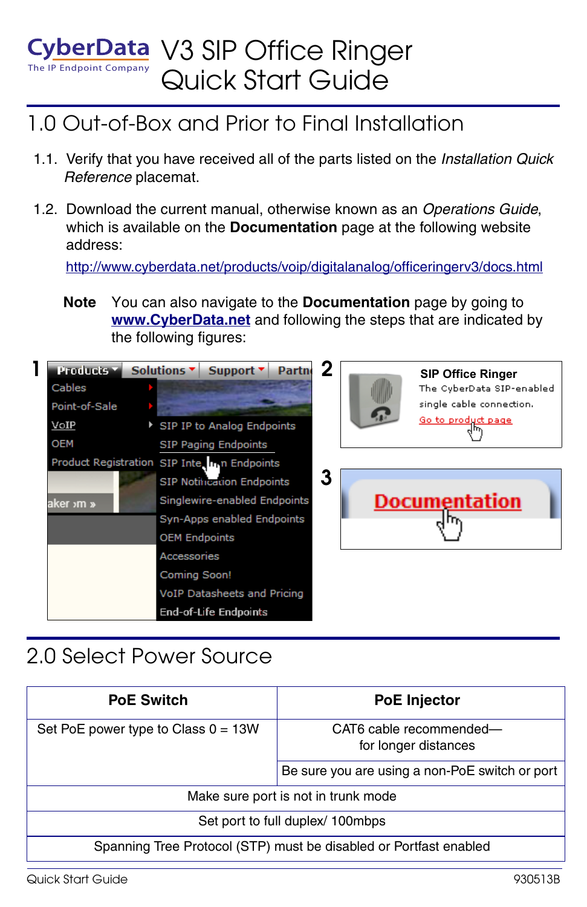# CyberData V3 SIP Office Ringer Quick Start Guide

The IP Endpoint Company

## 1.0 Out-of-Box and Prior to Final Installation

1.1. Verify that you have received all of the parts listed on the *Installation Quick Reference* placemat.

1.2. Download the current manual, otherwise known as an *Operations Guide*, which is available on the **Documentation** page at the following website address:

http://www.cyberdata.net/products/voip/digitalanalog/officeringerv3/docs.html

**Note** You can also navigate to the **Documentation** page by going to **www.CyberData.net** and following the steps that are indicated by the following figures:

1 Products | Solutions | Support | Partn

Cables
Point-of-Sale
VoIP
OEM
Product Registration

SIP IP to Analog Endpoints
SIP Paging Endpoints
SIP Intercom Endpoints
SIP Notification Endpoints
Singlewire-enabled Endpoints
Syn-Apps enabled Endpoints
OEM Endpoints
Accessories
Coming Soon!
VoIP Datasheets and Pricing
End-of-Life Endpoints

2 **SIP Office Ringer**
The CyberData SIP-enabled single cable connection.
Go to product page

3 **Documentation**

## 2.0 Select Power Source

| PoE Switch | PoE Injector |
|---|---|
| Set PoE power type to Class 0 = 13W | CAT6 cable recommended—for longer distances |
| | Be sure you are using a non-PoE switch or port |
| Make sure port is not in trunk mode | |
| Set port to full duplex/ 100mbps | |
| Spanning Tree Protocol (STP) must be disabled or Portfast enabled | |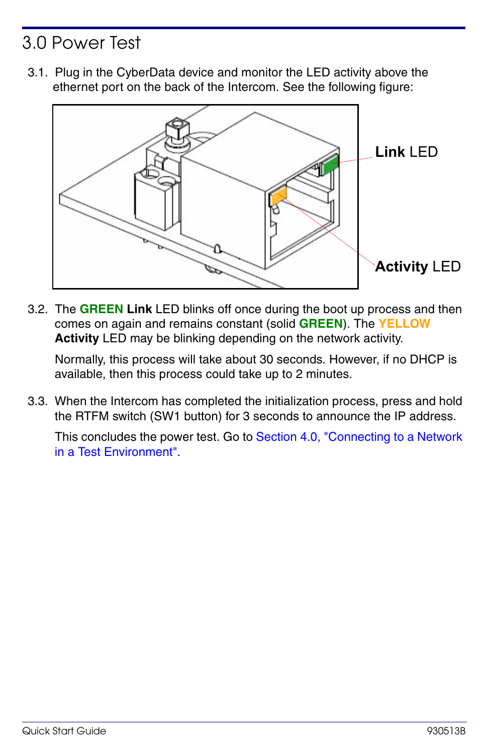# 3.0 Power Test

3.1. Plug in the CyberData device and monitor the LED activity above the ethernet port on the back of the Intercom. See the following figure:

**Link** LED

**Activity** LED

3.2. The **GREEN Link** LED blinks off once during the boot up process and then comes on again and remains constant (solid **GREEN**). The **YELLOW Activity** LED may be blinking depending on the network activity.

Normally, this process will take about 30 seconds. However, if no DHCP is available, then this process could take up to 2 minutes.

3.3. When the Intercom has completed the initialization process, press and hold the RTFM switch (SW1 button) for 3 seconds to announce the IP address.

This concludes the power test. Go to Section 4.0, "Connecting to a Network in a Test Environment".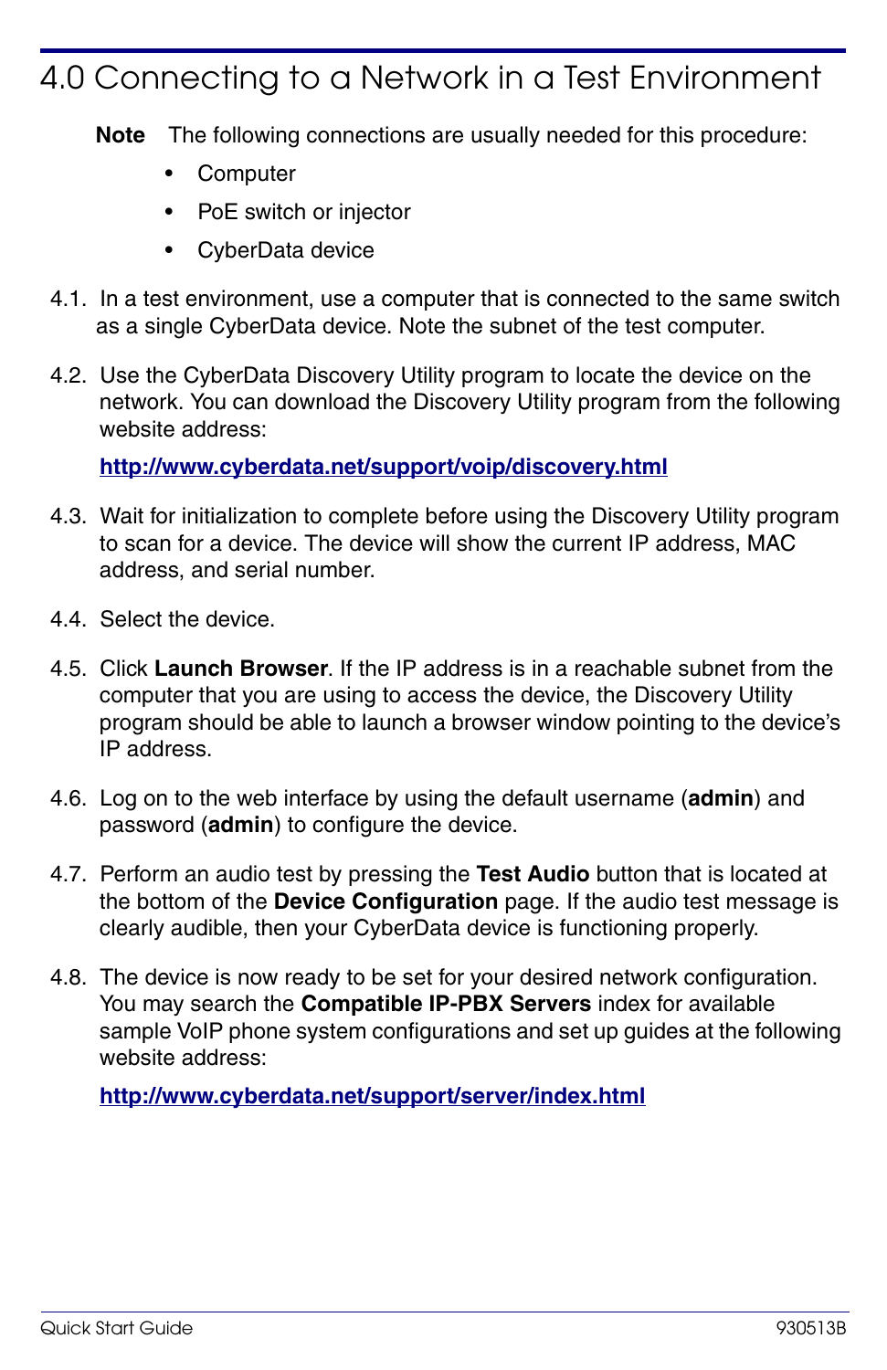# 4.0 Connecting to a Network in a Test Environment

**Note** The following connections are usually needed for this procedure:

- Computer
- PoE switch or injector
- CyberData device

4.1. In a test environment, use a computer that is connected to the same switch as a single CyberData device. Note the subnet of the test computer.

4.2. Use the CyberData Discovery Utility program to locate the device on the network. You can download the Discovery Utility program from the following website address:

**http://www.cyberdata.net/support/voip/discovery.html**

4.3. Wait for initialization to complete before using the Discovery Utility program to scan for a device. The device will show the current IP address, MAC address, and serial number.

4.4. Select the device.

4.5. Click **Launch Browser**. If the IP address is in a reachable subnet from the computer that you are using to access the device, the Discovery Utility program should be able to launch a browser window pointing to the device's IP address.

4.6. Log on to the web interface by using the default username (**admin**) and password (**admin**) to configure the device.

4.7. Perform an audio test by pressing the **Test Audio** button that is located at the bottom of the **Device Configuration** page. If the audio test message is clearly audible, then your CyberData device is functioning properly.

4.8. The device is now ready to be set for your desired network configuration. You may search the **Compatible IP-PBX Servers** index for available sample VoIP phone system configurations and set up guides at the following website address:

**http://www.cyberdata.net/support/server/index.html**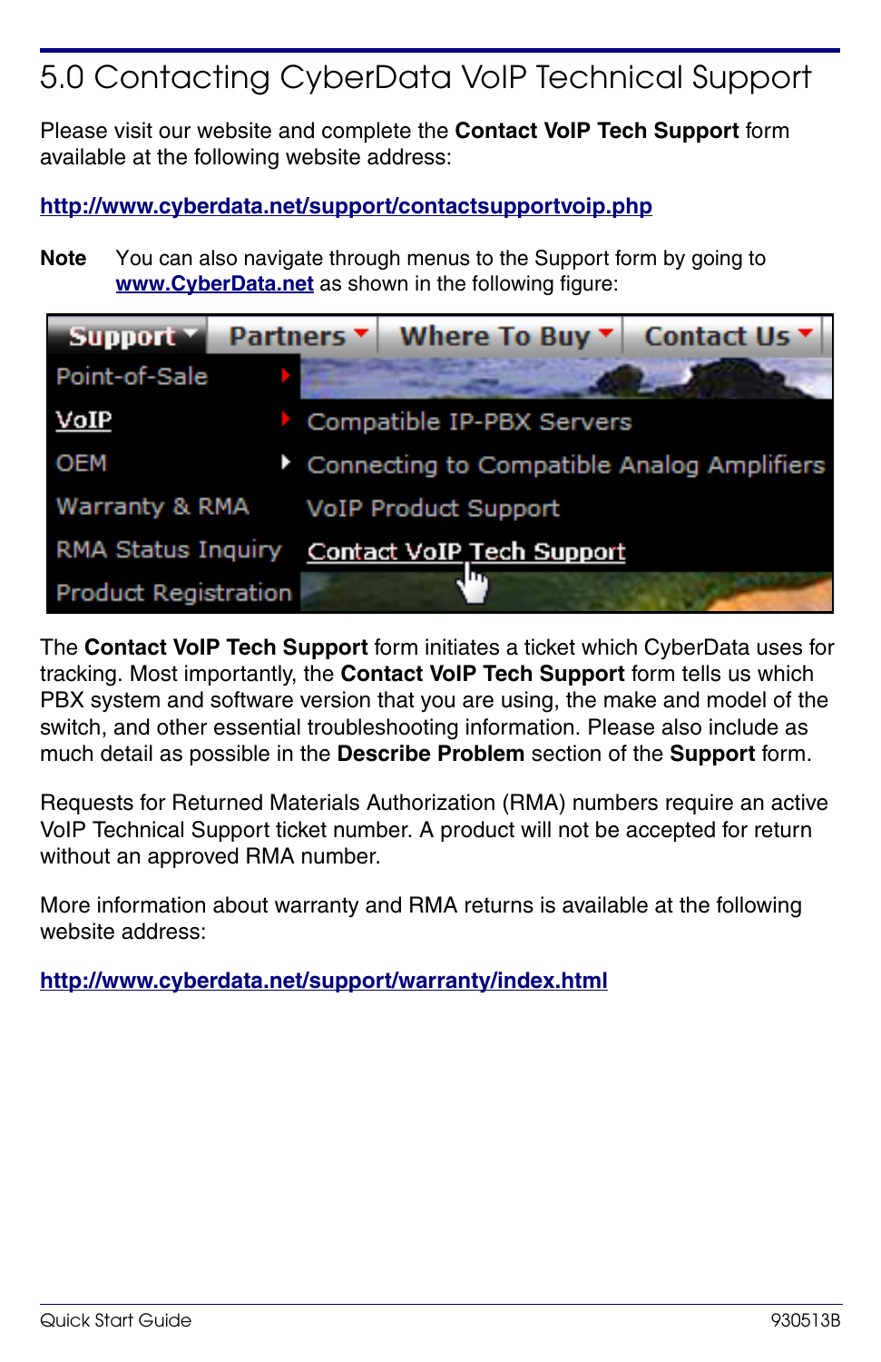# 5.0 Contacting CyberData VoIP Technical Support

Please visit our website and complete the **Contact VoIP Tech Support** form available at the following website address:

**http://www.cyberdata.net/support/contactsupportvoip.php**

**Note** You can also navigate through menus to the Support form by going to **www.CyberData.net** as shown in the following figure:

Support | Partners | Where To Buy | Contact Us

Point-of-Sale
VoIP
OEM
Warranty & RMA
RMA Status Inquiry
Product Registration

Compatible IP-PBX Servers
Connecting to Compatible Analog Amplifiers
VoIP Product Support
Contact VoIP Tech Support

The **Contact VoIP Tech Support** form initiates a ticket which CyberData uses for tracking. Most importantly, the **Contact VoIP Tech Support** form tells us which PBX system and software version that you are using, the make and model of the switch, and other essential troubleshooting information. Please also include as much detail as possible in the **Describe Problem** section of the **Support** form.

Requests for Returned Materials Authorization (RMA) numbers require an active VoIP Technical Support ticket number. A product will not be accepted for return without an approved RMA number.

More information about warranty and RMA returns is available at the following website address:

**http://www.cyberdata.net/support/warranty/index.html**